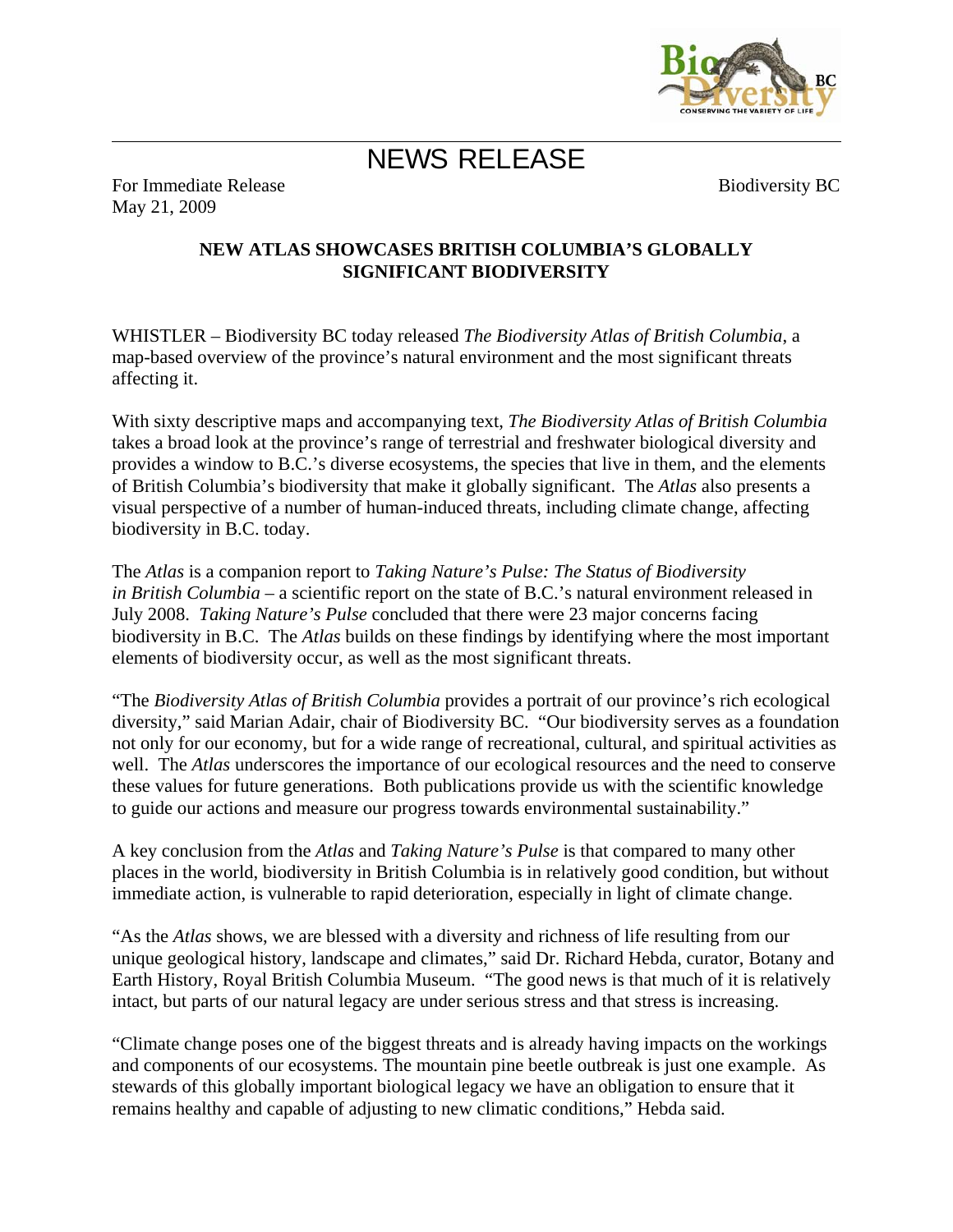# NEWS RELEASE

For Immediate Release
May 21, 2009

Biodiversity BC

## NEW ATLAS SHOWCASES BRITISH COLUMBIA'S GLOBALLY SIGNIFICANT BIODIVERSITY

WHISTLER – Biodiversity BC today released *The Biodiversity Atlas of British Columbia*, a map-based overview of the province's natural environment and the most significant threats affecting it.

With sixty descriptive maps and accompanying text, *The Biodiversity Atlas of British Columbia* takes a broad look at the province's range of terrestrial and freshwater biological diversity and provides a window to B.C.'s diverse ecosystems, the species that live in them, and the elements of British Columbia's biodiversity that make it globally significant. The *Atlas* also presents a visual perspective of a number of human-induced threats, including climate change, affecting biodiversity in B.C. today.

The *Atlas* is a companion report to *Taking Nature's Pulse: The Status of Biodiversity in British Columbia* – a scientific report on the state of B.C.'s natural environment released in July 2008. *Taking Nature's Pulse* concluded that there were 23 major concerns facing biodiversity in B.C. The *Atlas* builds on these findings by identifying where the most important elements of biodiversity occur, as well as the most significant threats.

"The *Biodiversity Atlas of British Columbia* provides a portrait of our province's rich ecological diversity," said Marian Adair, chair of Biodiversity BC. "Our biodiversity serves as a foundation not only for our economy, but for a wide range of recreational, cultural, and spiritual activities as well. The *Atlas* underscores the importance of our ecological resources and the need to conserve these values for future generations. Both publications provide us with the scientific knowledge to guide our actions and measure our progress towards environmental sustainability."

A key conclusion from the *Atlas* and *Taking Nature's Pulse* is that compared to many other places in the world, biodiversity in British Columbia is in relatively good condition, but without immediate action, is vulnerable to rapid deterioration, especially in light of climate change.

"As the *Atlas* shows, we are blessed with a diversity and richness of life resulting from our unique geological history, landscape and climates," said Dr. Richard Hebda, curator, Botany and Earth History, Royal British Columbia Museum. "The good news is that much of it is relatively intact, but parts of our natural legacy are under serious stress and that stress is increasing.

"Climate change poses one of the biggest threats and is already having impacts on the workings and components of our ecosystems. The mountain pine beetle outbreak is just one example. As stewards of this globally important biological legacy we have an obligation to ensure that it remains healthy and capable of adjusting to new climatic conditions," Hebda said.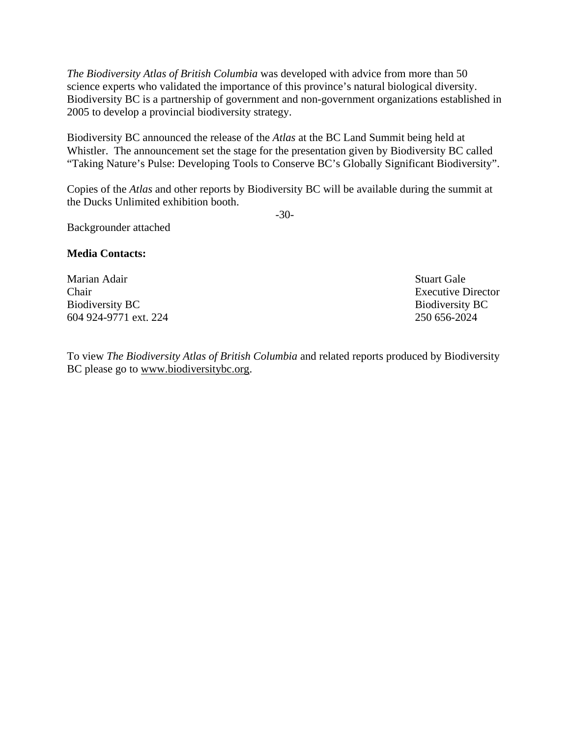*The Biodiversity Atlas of British Columbia* was developed with advice from more than 50 science experts who validated the importance of this province's natural biological diversity. Biodiversity BC is a partnership of government and non-government organizations established in 2005 to develop a provincial biodiversity strategy.

Biodiversity BC announced the release of the *Atlas* at the BC Land Summit being held at Whistler. The announcement set the stage for the presentation given by Biodiversity BC called "Taking Nature's Pulse: Developing Tools to Conserve BC's Globally Significant Biodiversity".

Copies of the *Atlas* and other reports by Biodiversity BC will be available during the summit at the Ducks Unlimited exhibition booth.

-30-

Backgrounder attached

**Media Contacts:**

Marian Adair
Chair
Biodiversity BC
604 924-9771 ext. 224

Stuart Gale
Executive Director
Biodiversity BC
250 656-2024

To view *The Biodiversity Atlas of British Columbia* and related reports produced by Biodiversity BC please go to www.biodiversitybc.org.